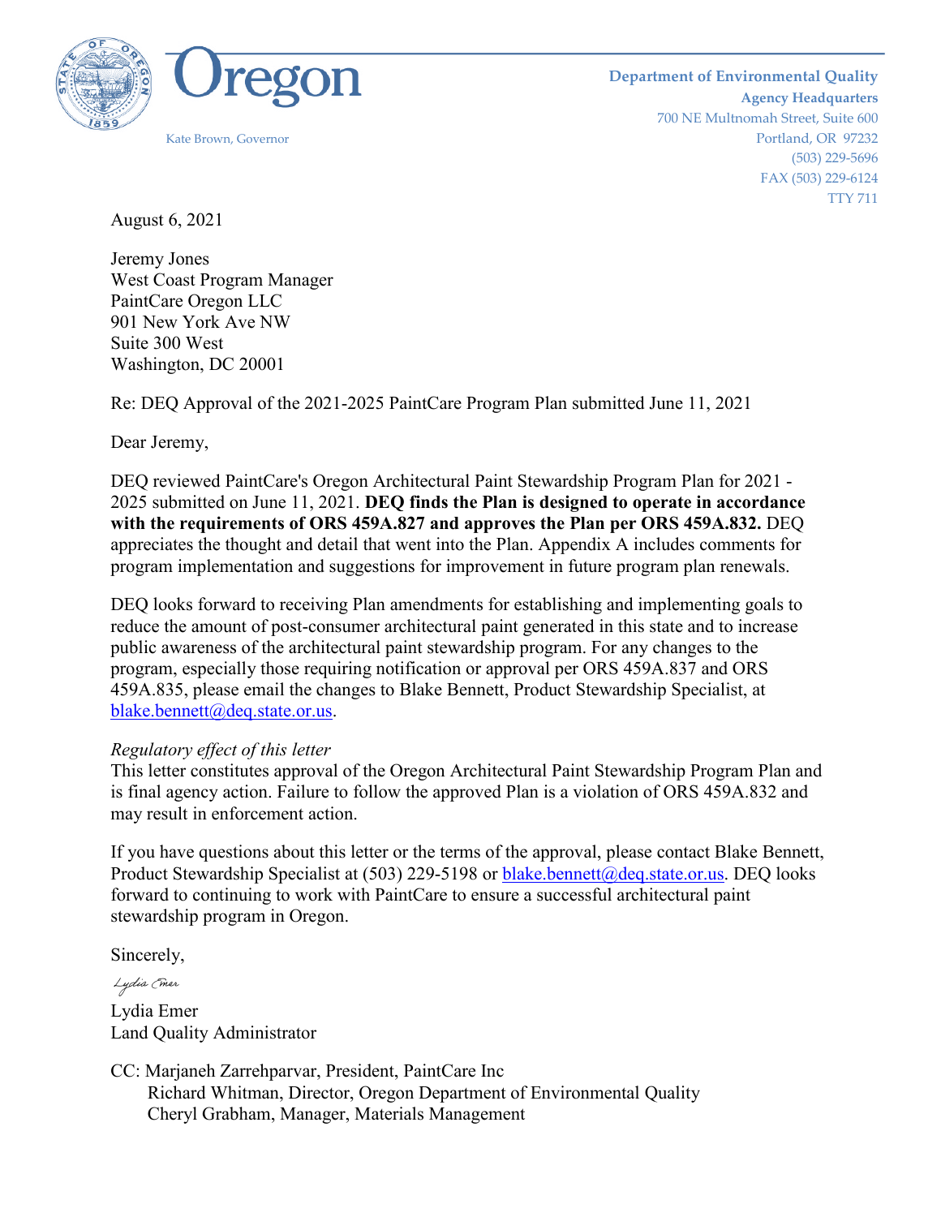Oregon

Kate Brown, Governor

**Department of Environmental Quality**
**Agency Headquarters**
700 NE Multnomah Street, Suite 600
Portland, OR 97232
(503) 229-5696
FAX (503) 229-6124
TTY 711

August 6, 2021

Jeremy Jones
West Coast Program Manager
PaintCare Oregon LLC
901 New York Ave NW
Suite 300 West
Washington, DC 20001

Re: DEQ Approval of the 2021-2025 PaintCare Program Plan submitted June 11, 2021

Dear Jeremy,

DEQ reviewed PaintCare's Oregon Architectural Paint Stewardship Program Plan for 2021 - 2025 submitted on June 11, 2021. **DEQ finds the Plan is designed to operate in accordance with the requirements of ORS 459A.827 and approves the Plan per ORS 459A.832.** DEQ appreciates the thought and detail that went into the Plan. Appendix A includes comments for program implementation and suggestions for improvement in future program plan renewals.

DEQ looks forward to receiving Plan amendments for establishing and implementing goals to reduce the amount of post-consumer architectural paint generated in this state and to increase public awareness of the architectural paint stewardship program. For any changes to the program, especially those requiring notification or approval per ORS 459A.837 and ORS 459A.835, please email the changes to Blake Bennett, Product Stewardship Specialist, at blake.bennett@deq.state.or.us.

*Regulatory effect of this letter*
This letter constitutes approval of the Oregon Architectural Paint Stewardship Program Plan and is final agency action. Failure to follow the approved Plan is a violation of ORS 459A.832 and may result in enforcement action.

If you have questions about this letter or the terms of the approval, please contact Blake Bennett, Product Stewardship Specialist at (503) 229-5198 or blake.bennett@deq.state.or.us. DEQ looks forward to continuing to work with PaintCare to ensure a successful architectural paint stewardship program in Oregon.

Sincerely,

*Lydia Emer*

Lydia Emer
Land Quality Administrator

CC: Marjaneh Zarrehparvar, President, PaintCare Inc
Richard Whitman, Director, Oregon Department of Environmental Quality
Cheryl Grabham, Manager, Materials Management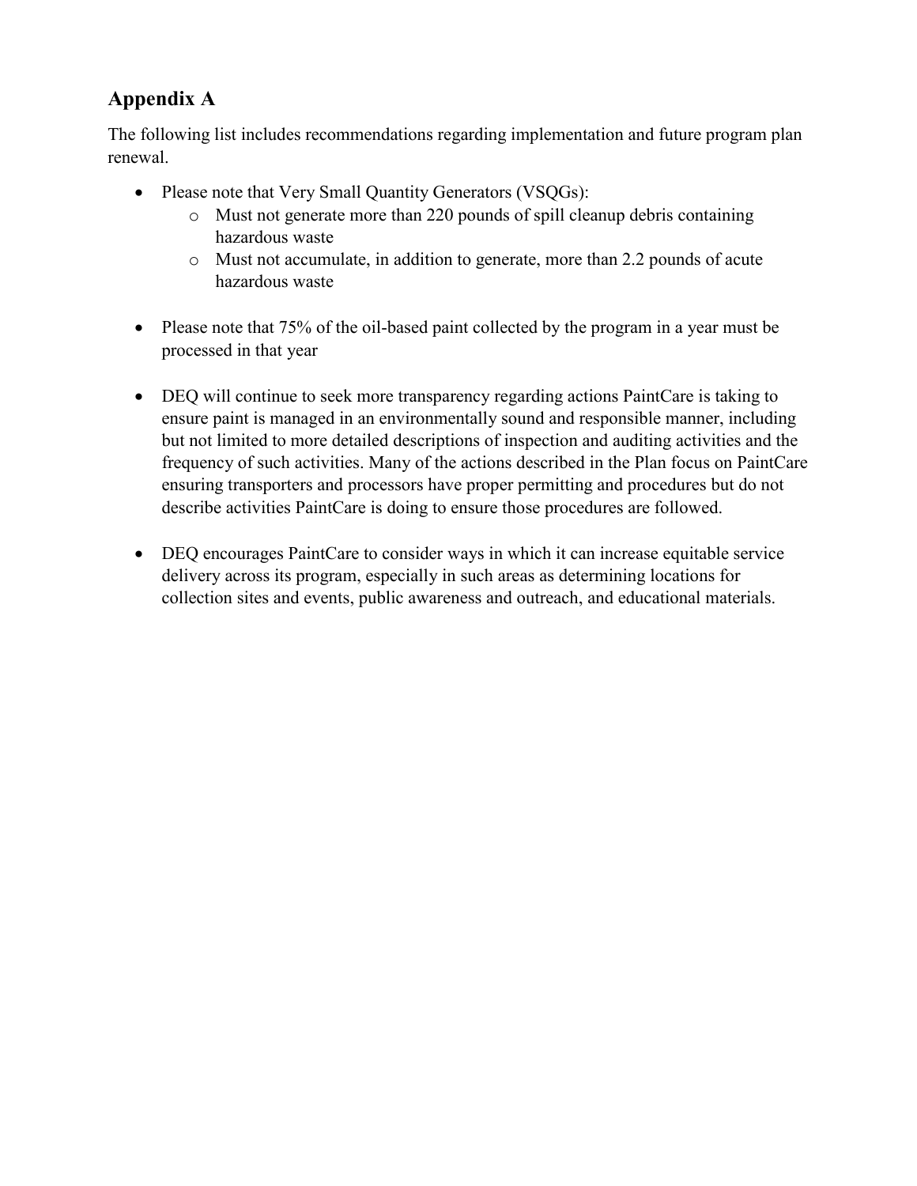## Appendix A

The following list includes recommendations regarding implementation and future program plan renewal.

- Please note that Very Small Quantity Generators (VSQGs):
  - Must not generate more than 220 pounds of spill cleanup debris containing hazardous waste
  - Must not accumulate, in addition to generate, more than 2.2 pounds of acute hazardous waste
- Please note that 75% of the oil-based paint collected by the program in a year must be processed in that year
- DEQ will continue to seek more transparency regarding actions PaintCare is taking to ensure paint is managed in an environmentally sound and responsible manner, including but not limited to more detailed descriptions of inspection and auditing activities and the frequency of such activities. Many of the actions described in the Plan focus on PaintCare ensuring transporters and processors have proper permitting and procedures but do not describe activities PaintCare is doing to ensure those procedures are followed.
- DEQ encourages PaintCare to consider ways in which it can increase equitable service delivery across its program, especially in such areas as determining locations for collection sites and events, public awareness and outreach, and educational materials.